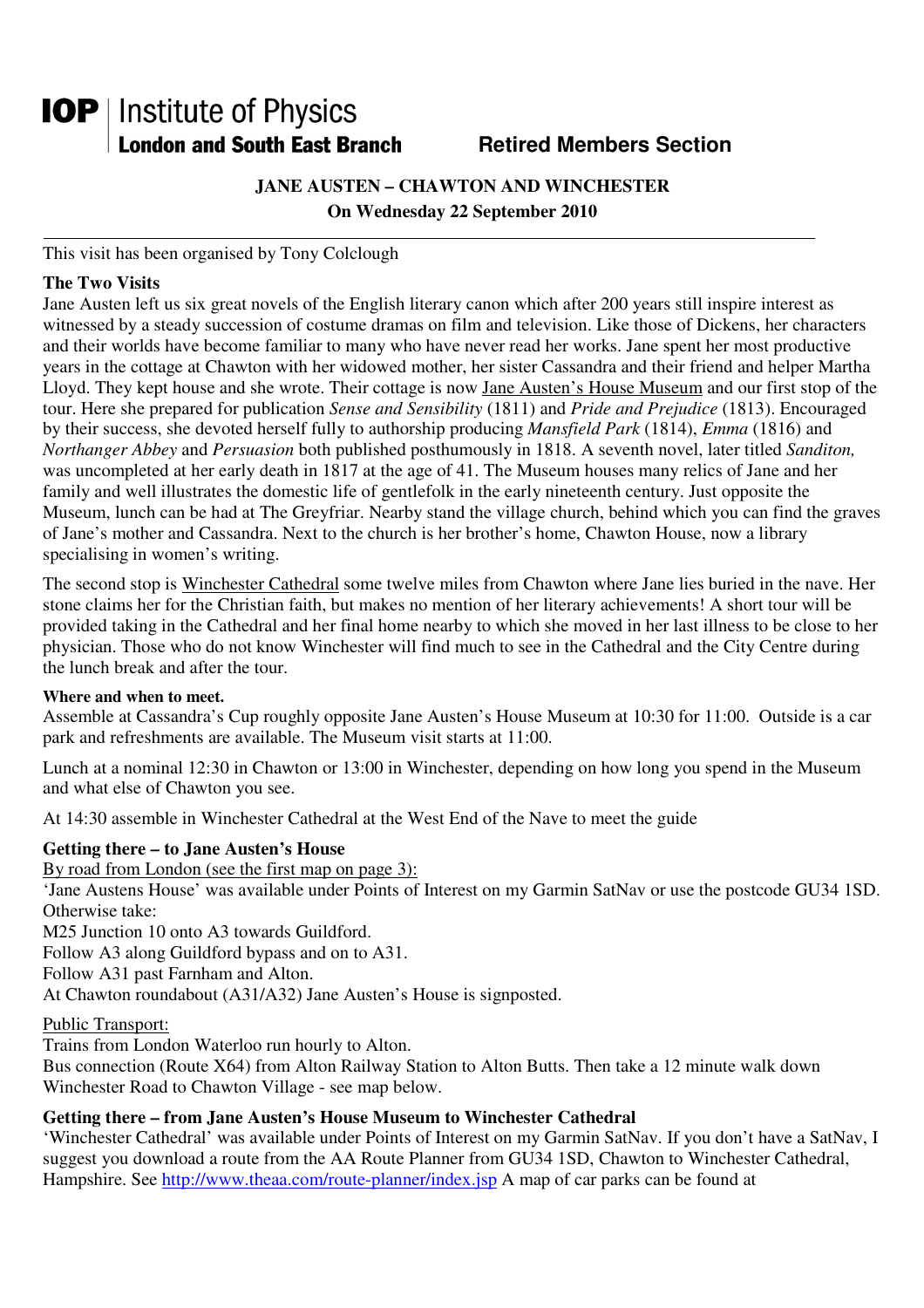**IOP** | Institute of Physics
**London and South East Branch** **Retired Members Section**

## JANE AUSTEN – CHAWTON AND WINCHESTER

**On Wednesday 22 September 2010**

---

This visit has been organised by Tony Colclough

### The Two Visits

Jane Austen left us six great novels of the English literary canon which after 200 years still inspire interest as witnessed by a steady succession of costume dramas on film and television. Like those of Dickens, her characters and their worlds have become familiar to many who have never read her works. Jane spent her most productive years in the cottage at Chawton with her widowed mother, her sister Cassandra and their friend and helper Martha Lloyd. They kept house and she wrote. Their cottage is now Jane Austen's House Museum and our first stop of the tour. Here she prepared for publication *Sense and Sensibility* (1811) and *Pride and Prejudice* (1813). Encouraged by their success, she devoted herself fully to authorship producing *Mansfield Park* (1814), *Emma* (1816) and *Northanger Abbey* and *Persuasion* both published posthumously in 1818. A seventh novel, later titled *Sanditon,* was uncompleted at her early death in 1817 at the age of 41. The Museum houses many relics of Jane and her family and well illustrates the domestic life of gentlefolk in the early nineteenth century. Just opposite the Museum, lunch can be had at The Greyfriar. Nearby stand the village church, behind which you can find the graves of Jane's mother and Cassandra. Next to the church is her brother's home, Chawton House, now a library specialising in women's writing.

The second stop is Winchester Cathedral some twelve miles from Chawton where Jane lies buried in the nave. Her stone claims her for the Christian faith, but makes no mention of her literary achievements! A short tour will be provided taking in the Cathedral and her final home nearby to which she moved in her last illness to be close to her physician. Those who do not know Winchester will find much to see in the Cathedral and the City Centre during the lunch break and after the tour.

#### Where and when to meet.

Assemble at Cassandra's Cup roughly opposite Jane Austen's House Museum at 10:30 for 11:00. Outside is a car park and refreshments are available. The Museum visit starts at 11:00.

Lunch at a nominal 12:30 in Chawton or 13:00 in Winchester, depending on how long you spend in the Museum and what else of Chawton you see.

At 14:30 assemble in Winchester Cathedral at the West End of the Nave to meet the guide

### Getting there – to Jane Austen's House

By road from London (see the first map on page 3):

'Jane Austens House' was available under Points of Interest on my Garmin SatNav or use the postcode GU34 1SD. Otherwise take:
M25 Junction 10 onto A3 towards Guildford.
Follow A3 along Guildford bypass and on to A31.
Follow A31 past Farnham and Alton.
At Chawton roundabout (A31/A32) Jane Austen's House is signposted.

Public Transport:

Trains from London Waterloo run hourly to Alton.
Bus connection (Route X64) from Alton Railway Station to Alton Butts. Then take a 12 minute walk down Winchester Road to Chawton Village - see map below.

### Getting there – from Jane Austen's House Museum to Winchester Cathedral

'Winchester Cathedral' was available under Points of Interest on my Garmin SatNav. If you don't have a SatNav, I suggest you download a route from the AA Route Planner from GU34 1SD, Chawton to Winchester Cathedral, Hampshire. See http://www.theaa.com/route-planner/index.jsp A map of car parks can be found at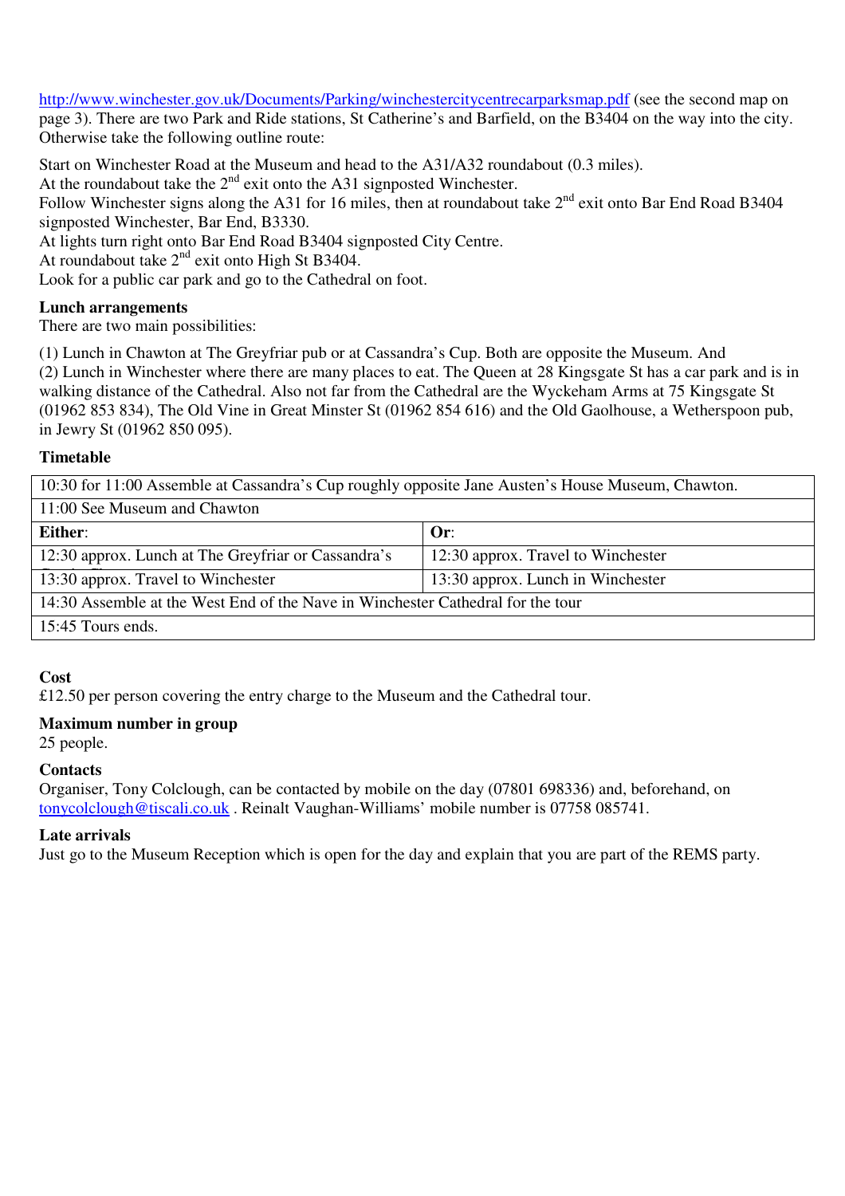http://www.winchester.gov.uk/Documents/Parking/winchestercitycentrecarparksmap.pdf (see the second map on page 3). There are two Park and Ride stations, St Catherine's and Barfield, on the B3404 on the way into the city. Otherwise take the following outline route:

Start on Winchester Road at the Museum and head to the A31/A32 roundabout (0.3 miles).
At the roundabout take the 2nd exit onto the A31 signposted Winchester.
Follow Winchester signs along the A31 for 16 miles, then at roundabout take 2nd exit onto Bar End Road B3404 signposted Winchester, Bar End, B3330.
At lights turn right onto Bar End Road B3404 signposted City Centre.
At roundabout take 2nd exit onto High St B3404.
Look for a public car park and go to the Cathedral on foot.

**Lunch arrangements**
There are two main possibilities:

(1) Lunch in Chawton at The Greyfriar pub or at Cassandra's Cup. Both are opposite the Museum. And
(2) Lunch in Winchester where there are many places to eat. The Queen at 28 Kingsgate St has a car park and is in walking distance of the Cathedral. Also not far from the Cathedral are the Wyckeham Arms at 75 Kingsgate St (01962 853 834), The Old Vine in Great Minster St (01962 854 616) and the Old Gaolhouse, a Wetherspoon pub, in Jewry St (01962 850 095).

**Timetable**

| 10:30 for 11:00 Assemble at Cassandra's Cup roughly opposite Jane Austen's House Museum, Chawton. | |
|---|---|
| 11:00 See Museum and Chawton | |
| **Either**: | **Or**: |
| 12:30 approx. Lunch at The Greyfriar or Cassandra's | 12:30 approx. Travel to Winchester |
| 13:30 approx. Travel to Winchester | 13:30 approx. Lunch in Winchester |
| 14:30 Assemble at the West End of the Nave in Winchester Cathedral for the tour | |
| 15:45 Tours ends. | |

**Cost**
£12.50 per person covering the entry charge to the Museum and the Cathedral tour.

**Maximum number in group**
25 people.

**Contacts**
Organiser, Tony Colclough, can be contacted by mobile on the day (07801 698336) and, beforehand, on tonycolclough@tiscali.co.uk . Reinalt Vaughan-Williams' mobile number is 07758 085741.

**Late arrivals**
Just go to the Museum Reception which is open for the day and explain that you are part of the REMS party.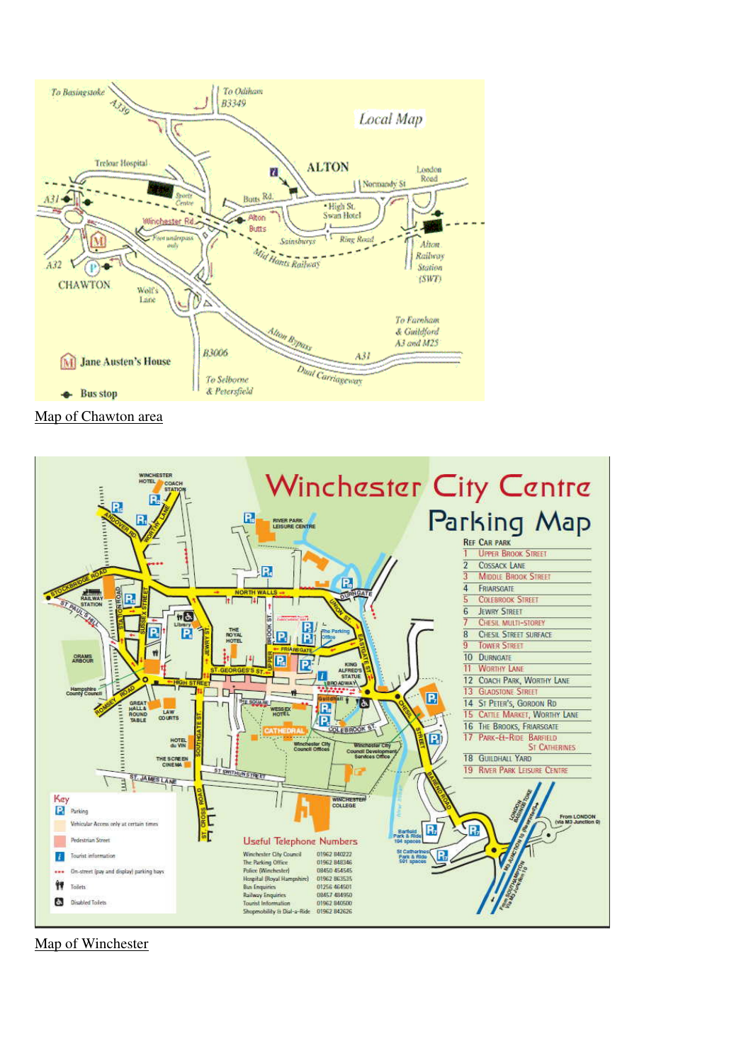Map of Chawton area

Map of Winchester